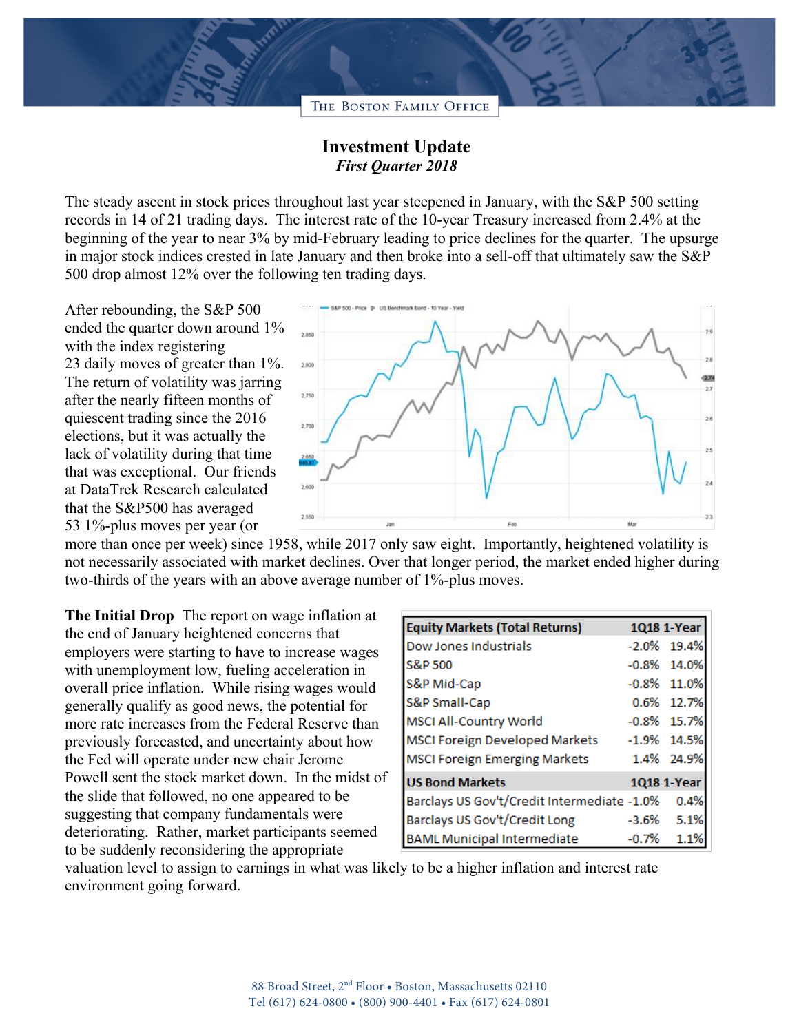THE BOSTON FAMILY OFFICE

# Investment Update

*First Quarter 2018*

The steady ascent in stock prices throughout last year steepened in January, with the S&P 500 setting records in 14 of 21 trading days. The interest rate of the 10-year Treasury increased from 2.4% at the beginning of the year to near 3% by mid-February leading to price declines for the quarter. The upsurge in major stock indices crested in late January and then broke into a sell-off that ultimately saw the S&P 500 drop almost 12% over the following ten trading days.

After rebounding, the S&P 500 ended the quarter down around 1% with the index registering 23 daily moves of greater than 1%. The return of volatility was jarring after the nearly fifteen months of quiescent trading since the 2016 elections, but it was actually the lack of volatility during that time that was exceptional. Our friends at DataTrek Research calculated that the S&P500 has averaged 53 1%-plus moves per year (or more than once per week) since 1958, while 2017 only saw eight. Importantly, heightened volatility is not necessarily associated with market declines. Over that longer period, the market ended higher during two-thirds of the years with an above average number of 1%-plus moves.

**The Initial Drop** The report on wage inflation at the end of January heightened concerns that employers were starting to have to increase wages with unemployment low, fueling acceleration in overall price inflation. While rising wages would generally qualify as good news, the potential for more rate increases from the Federal Reserve than previously forecasted, and uncertainty about how the Fed will operate under new chair Jerome Powell sent the stock market down. In the midst of the slide that followed, no one appeared to be suggesting that company fundamentals were deteriorating. Rather, market participants seemed to be suddenly reconsidering the appropriate valuation level to assign to earnings in what was likely to be a higher inflation and interest rate environment going forward.

| Equity Markets (Total Returns) | 1Q18 | 1-Year |
|---|---|---|
| Dow Jones Industrials | -2.0% | 19.4% |
| S&P 500 | -0.8% | 14.0% |
| S&P Mid-Cap | -0.8% | 11.0% |
| S&P Small-Cap | 0.6% | 12.7% |
| MSCI All-Country World | -0.8% | 15.7% |
| MSCI Foreign Developed Markets | -1.9% | 14.5% |
| MSCI Foreign Emerging Markets | 1.4% | 24.9% |
| **US Bond Markets** | **1Q18** | **1-Year** |
| Barclays US Gov't/Credit Intermediate | -1.0% | 0.4% |
| Barclays US Gov't/Credit Long | -3.6% | 5.1% |
| BAML Municipal Intermediate | -0.7% | 1.1% |

88 Broad Street, 2nd Floor • Boston, Massachusetts 02110
Tel (617) 624-0800 • (800) 900-4401 • Fax (617) 624-0801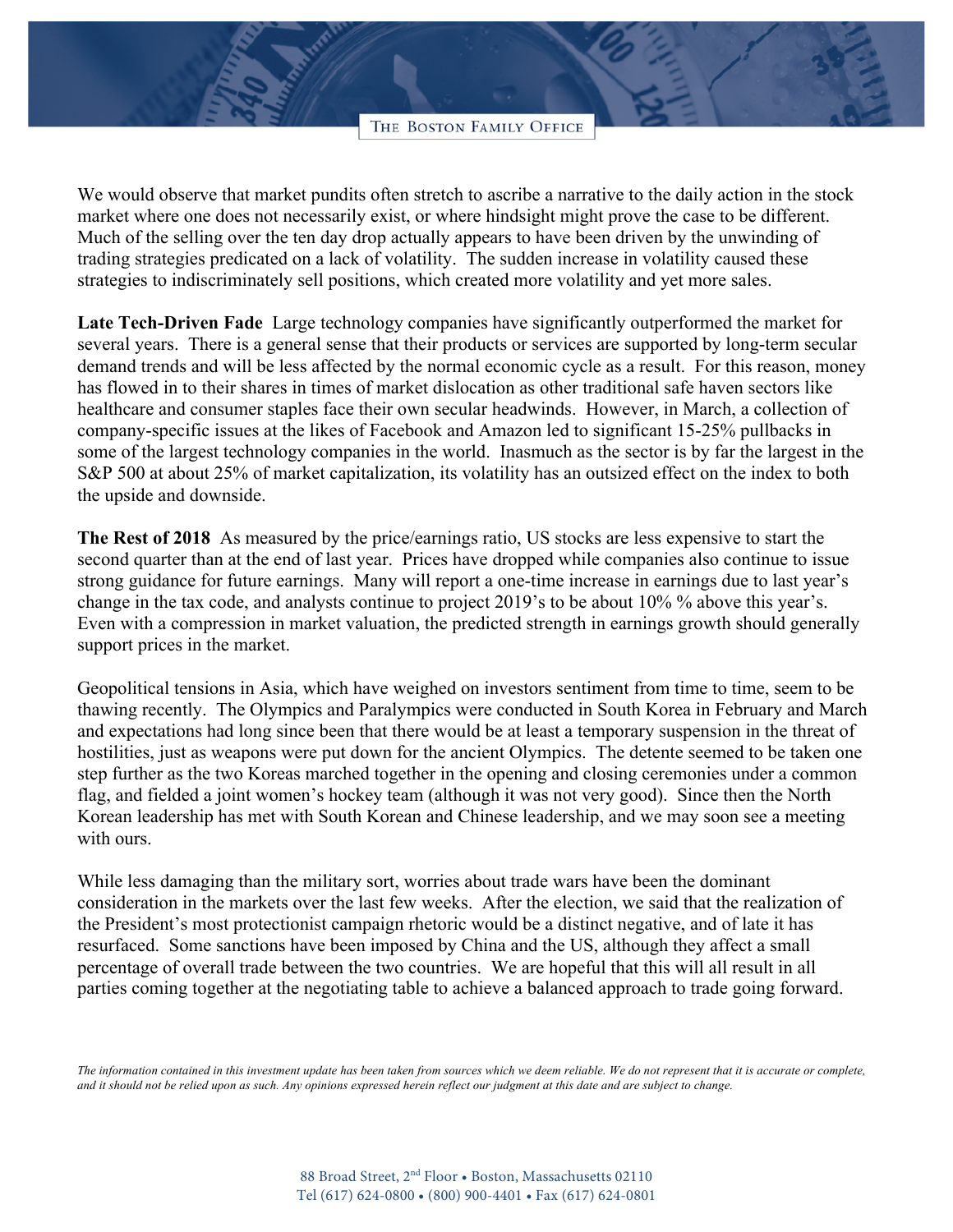We would observe that market pundits often stretch to ascribe a narrative to the daily action in the stock market where one does not necessarily exist, or where hindsight might prove the case to be different. Much of the selling over the ten day drop actually appears to have been driven by the unwinding of trading strategies predicated on a lack of volatility. The sudden increase in volatility caused these strategies to indiscriminately sell positions, which created more volatility and yet more sales.

**Late Tech-Driven Fade** Large technology companies have significantly outperformed the market for several years. There is a general sense that their products or services are supported by long-term secular demand trends and will be less affected by the normal economic cycle as a result. For this reason, money has flowed in to their shares in times of market dislocation as other traditional safe haven sectors like healthcare and consumer staples face their own secular headwinds. However, in March, a collection of company-specific issues at the likes of Facebook and Amazon led to significant 15-25% pullbacks in some of the largest technology companies in the world. Inasmuch as the sector is by far the largest in the S&P 500 at about 25% of market capitalization, its volatility has an outsized effect on the index to both the upside and downside.

**The Rest of 2018** As measured by the price/earnings ratio, US stocks are less expensive to start the second quarter than at the end of last year. Prices have dropped while companies also continue to issue strong guidance for future earnings. Many will report a one-time increase in earnings due to last year's change in the tax code, and analysts continue to project 2019's to be about 10% % above this year's. Even with a compression in market valuation, the predicted strength in earnings growth should generally support prices in the market.

Geopolitical tensions in Asia, which have weighed on investors sentiment from time to time, seem to be thawing recently. The Olympics and Paralympics were conducted in South Korea in February and March and expectations had long since been that there would be at least a temporary suspension in the threat of hostilities, just as weapons were put down for the ancient Olympics. The detente seemed to be taken one step further as the two Koreas marched together in the opening and closing ceremonies under a common flag, and fielded a joint women's hockey team (although it was not very good). Since then the North Korean leadership has met with South Korean and Chinese leadership, and we may soon see a meeting with ours.

While less damaging than the military sort, worries about trade wars have been the dominant consideration in the markets over the last few weeks. After the election, we said that the realization of the President's most protectionist campaign rhetoric would be a distinct negative, and of late it has resurfaced. Some sanctions have been imposed by China and the US, although they affect a small percentage of overall trade between the two countries. We are hopeful that this will all result in all parties coming together at the negotiating table to achieve a balanced approach to trade going forward.

*The information contained in this investment update has been taken from sources which we deem reliable. We do not represent that it is accurate or complete, and it should not be relied upon as such. Any opinions expressed herein reflect our judgment at this date and are subject to change.*

88 Broad Street, 2nd Floor • Boston, Massachusetts 02110
Tel (617) 624-0800 • (800) 900-4401 • Fax (617) 624-0801